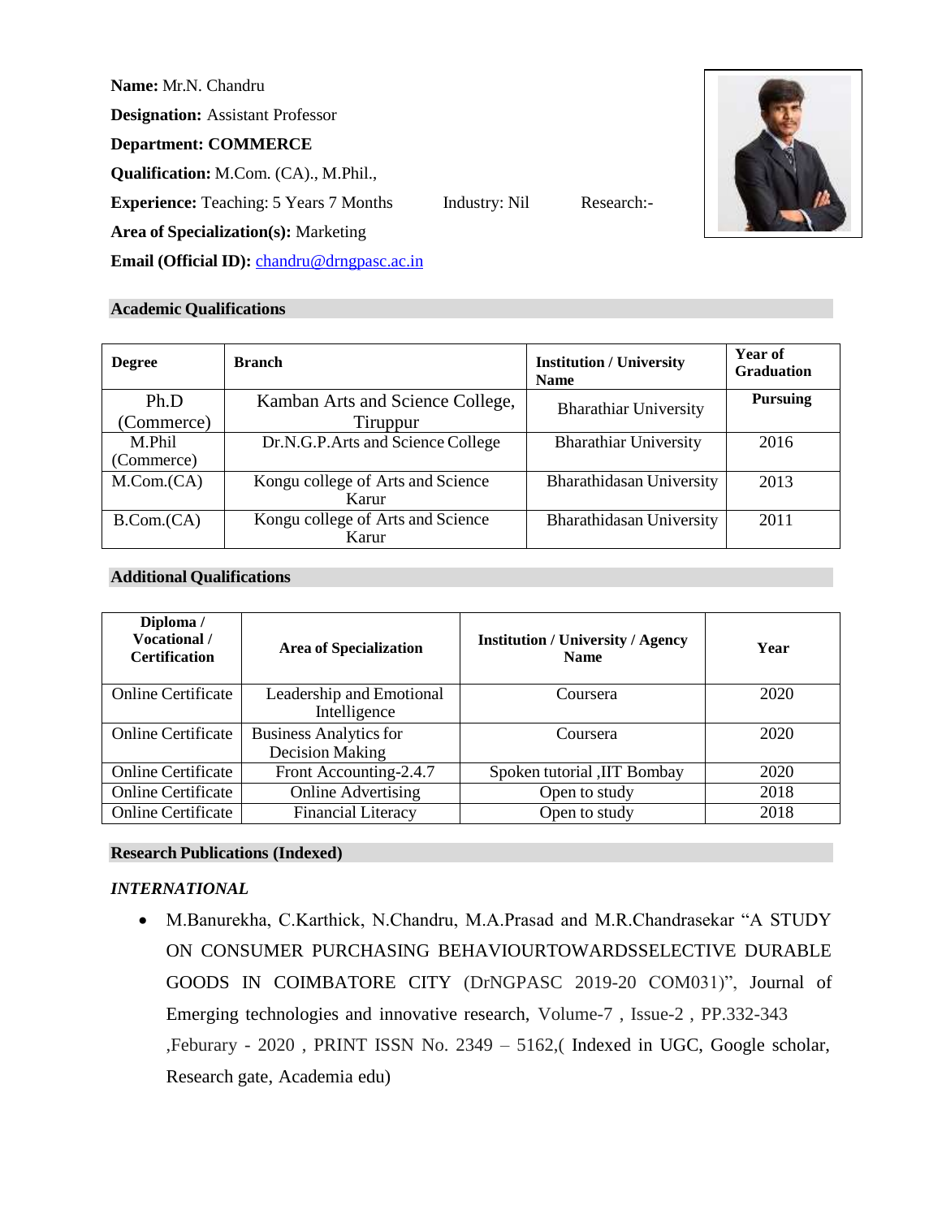**Name:** Mr.N. Chandru

**Designation:** Assistant Professor

**Department: COMMERCE**

**Qualification:** M.Com. (CA)., M.Phil.,

**Experience:** Teaching: 5 Years 7 Months Industry: Nil Research:-

**Area of Specialization(s):** Marketing

**Email (Official ID):** chandru@drngpasc.ac.in

## Academic Qualifications

| Degree | Branch | Institution / University Name | Year of Graduation |
|---|---|---|---|
| Ph.D (Commerce) | Kamban Arts and Science College, Tiruppur | Bharathiar University | **Pursuing** |
| M.Phil (Commerce) | Dr.N.G.P.Arts and Science College | Bharathiar University | 2016 |
| M.Com.(CA) | Kongu college of Arts and Science Karur | Bharathidasan University | 2013 |
| B.Com.(CA) | Kongu college of Arts and Science Karur | Bharathidasan University | 2011 |

## Additional Qualifications

| Diploma / Vocational / Certification | Area of Specialization | Institution / University / Agency Name | Year |
|---|---|---|---|
| Online Certificate | Leadership and Emotional Intelligence | Coursera | 2020 |
| Online Certificate | Business Analytics for Decision Making | Coursera | 2020 |
| Online Certificate | Front Accounting-2.4.7 | Spoken tutorial ,IIT Bombay | 2020 |
| Online Certificate | Online Advertising | Open to study | 2018 |
| Online Certificate | Financial Literacy | Open to study | 2018 |

## Research Publications (Indexed)

***INTERNATIONAL***

- M.Banurekha, C.Karthick, N.Chandru, M.A.Prasad and M.R.Chandrasekar "A STUDY ON CONSUMER PURCHASING BEHAVIOURTOWARDSSELECTIVE DURABLE GOODS IN COIMBATORE CITY (DrNGPASC 2019-20 COM031)", Journal of Emerging technologies and innovative research, Volume-7 , Issue-2 , PP.332-343 ,Feburary - 2020 , PRINT ISSN No. 2349 – 5162,( Indexed in UGC, Google scholar, Research gate, Academia edu)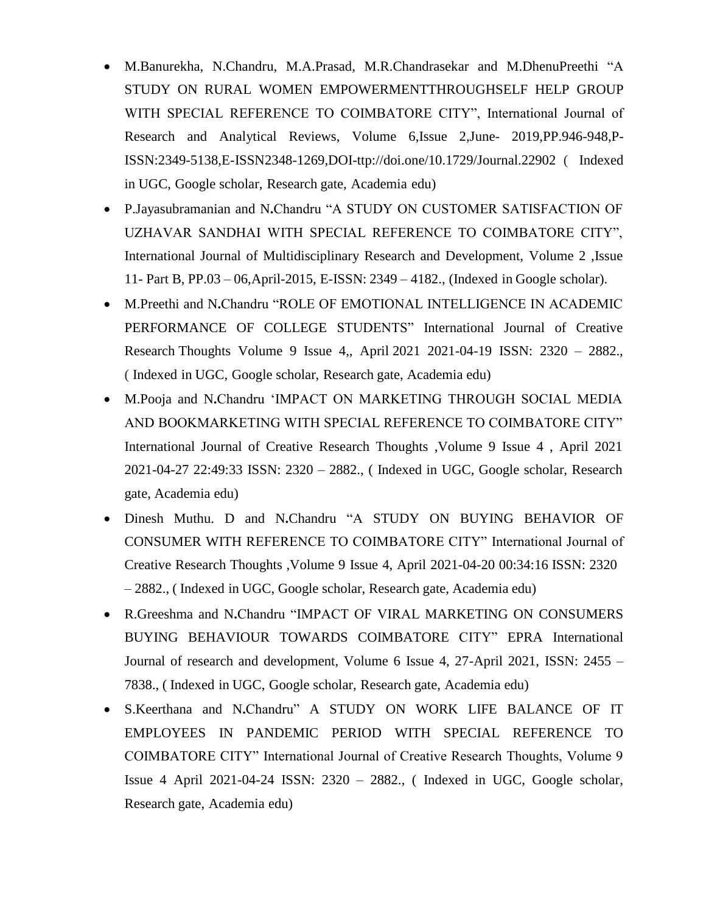- M.Banurekha, N.Chandru, M.A.Prasad, M.R.Chandrasekar and M.DhenuPreethi "A STUDY ON RURAL WOMEN EMPOWERMENTTHROUGHSELF HELP GROUP WITH SPECIAL REFERENCE TO COIMBATORE CITY", International Journal of Research and Analytical Reviews, Volume 6,Issue 2,June- 2019,PP.946-948,P-ISSN:2349-5138,E-ISSN2348-1269,DOI-ttp://doi.one/10.1729/Journal.22902 ( Indexed in UGC, Google scholar, Research gate, Academia edu)
- P.Jayasubramanian and N**.**Chandru "A STUDY ON CUSTOMER SATISFACTION OF UZHAVAR SANDHAI WITH SPECIAL REFERENCE TO COIMBATORE CITY", International Journal of Multidisciplinary Research and Development, Volume 2 ,Issue 11- Part B, PP.03 – 06,April-2015, E-ISSN: 2349 – 4182., (Indexed in Google scholar).
- M.Preethi and N**.**Chandru "ROLE OF EMOTIONAL INTELLIGENCE IN ACADEMIC PERFORMANCE OF COLLEGE STUDENTS" International Journal of Creative Research Thoughts Volume 9 Issue 4,, April 2021 2021-04-19 ISSN: 2320 – 2882., ( Indexed in UGC, Google scholar, Research gate, Academia edu)
- M.Pooja and N**.**Chandru 'IMPACT ON MARKETING THROUGH SOCIAL MEDIA AND BOOKMARKETING WITH SPECIAL REFERENCE TO COIMBATORE CITY" International Journal of Creative Research Thoughts ,Volume 9 Issue 4 , April 2021 2021-04-27 22:49:33 ISSN: 2320 – 2882., ( Indexed in UGC, Google scholar, Research gate, Academia edu)
- Dinesh Muthu. D and N**.**Chandru "A STUDY ON BUYING BEHAVIOR OF CONSUMER WITH REFERENCE TO COIMBATORE CITY" International Journal of Creative Research Thoughts ,Volume 9 Issue 4, April 2021-04-20 00:34:16 ISSN: 2320 – 2882., ( Indexed in UGC, Google scholar, Research gate, Academia edu)
- R.Greeshma and N**.**Chandru "IMPACT OF VIRAL MARKETING ON CONSUMERS BUYING BEHAVIOUR TOWARDS COIMBATORE CITY" EPRA International Journal of research and development, Volume 6 Issue 4, 27-April 2021, ISSN: 2455 – 7838., ( Indexed in UGC, Google scholar, Research gate, Academia edu)
- S.Keerthana and N**.**Chandru" A STUDY ON WORK LIFE BALANCE OF IT EMPLOYEES IN PANDEMIC PERIOD WITH SPECIAL REFERENCE TO COIMBATORE CITY" International Journal of Creative Research Thoughts, Volume 9 Issue 4 April 2021-04-24 ISSN: 2320 – 2882., ( Indexed in UGC, Google scholar, Research gate, Academia edu)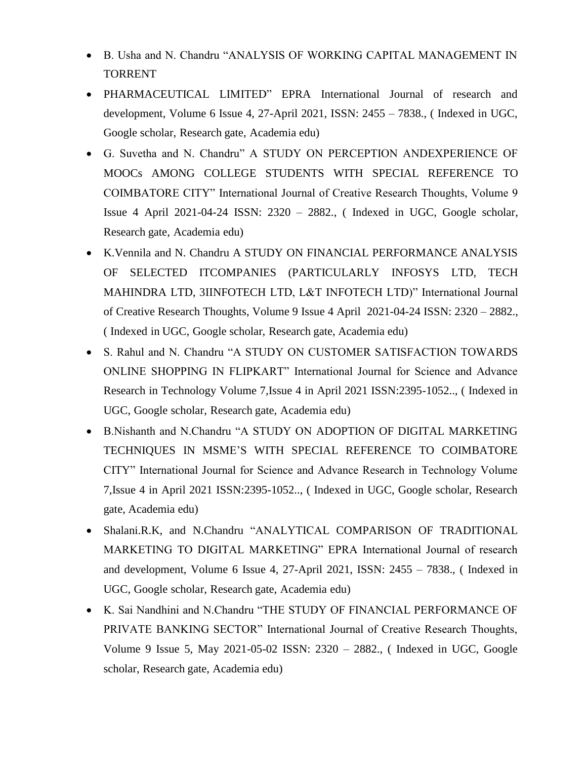- B. Usha and N. Chandru "ANALYSIS OF WORKING CAPITAL MANAGEMENT IN TORRENT
- PHARMACEUTICAL LIMITED" EPRA International Journal of research and development, Volume 6 Issue 4, 27-April 2021, ISSN: 2455 – 7838., ( Indexed in UGC, Google scholar, Research gate, Academia edu)
- G. Suvetha and N. Chandru" A STUDY ON PERCEPTION ANDEXPERIENCE OF MOOCs AMONG COLLEGE STUDENTS WITH SPECIAL REFERENCE TO COIMBATORE CITY" International Journal of Creative Research Thoughts, Volume 9 Issue 4 April 2021-04-24 ISSN: 2320 – 2882., ( Indexed in UGC, Google scholar, Research gate, Academia edu)
- K.Vennila and N. Chandru A STUDY ON FINANCIAL PERFORMANCE ANALYSIS OF SELECTED ITCOMPANIES (PARTICULARLY INFOSYS LTD, TECH MAHINDRA LTD, 3IINFOTECH LTD, L&T INFOTECH LTD)" International Journal of Creative Research Thoughts, Volume 9 Issue 4 April 2021-04-24 ISSN: 2320 – 2882., ( Indexed in UGC, Google scholar, Research gate, Academia edu)
- S. Rahul and N. Chandru "A STUDY ON CUSTOMER SATISFACTION TOWARDS ONLINE SHOPPING IN FLIPKART" International Journal for Science and Advance Research in Technology Volume 7,Issue 4 in April 2021 ISSN:2395-1052.., ( Indexed in UGC, Google scholar, Research gate, Academia edu)
- B.Nishanth and N.Chandru "A STUDY ON ADOPTION OF DIGITAL MARKETING TECHNIQUES IN MSME'S WITH SPECIAL REFERENCE TO COIMBATORE CITY" International Journal for Science and Advance Research in Technology Volume 7,Issue 4 in April 2021 ISSN:2395-1052.., ( Indexed in UGC, Google scholar, Research gate, Academia edu)
- Shalani.R.K, and N.Chandru "ANALYTICAL COMPARISON OF TRADITIONAL MARKETING TO DIGITAL MARKETING" EPRA International Journal of research and development, Volume 6 Issue 4, 27-April 2021, ISSN: 2455 – 7838., ( Indexed in UGC, Google scholar, Research gate, Academia edu)
- K. Sai Nandhini and N.Chandru "THE STUDY OF FINANCIAL PERFORMANCE OF PRIVATE BANKING SECTOR" International Journal of Creative Research Thoughts, Volume 9 Issue 5, May 2021-05-02 ISSN: 2320 – 2882., ( Indexed in UGC, Google scholar, Research gate, Academia edu)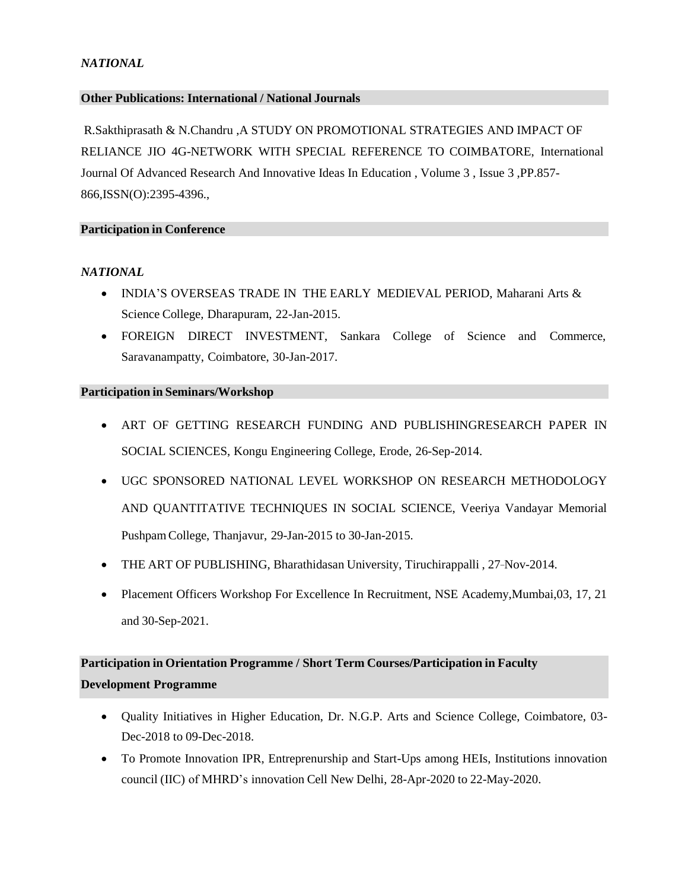*NATIONAL*

## Other Publications: International / National Journals

R.Sakthiprasath & N.Chandru ,A STUDY ON PROMOTIONAL STRATEGIES AND IMPACT OF RELIANCE JIO 4G-NETWORK WITH SPECIAL REFERENCE TO COIMBATORE, International Journal Of Advanced Research And Innovative Ideas In Education , Volume 3 , Issue 3 ,PP.857-866,ISSN(O):2395-4396.,

## Participation in Conference

*NATIONAL*

- INDIA'S OVERSEAS TRADE IN THE EARLY MEDIEVAL PERIOD, Maharani Arts & Science College, Dharapuram, 22-Jan-2015.
- FOREIGN DIRECT INVESTMENT, Sankara College of Science and Commerce, Saravanampatty, Coimbatore, 30-Jan-2017.

## Participation in Seminars/Workshop

- ART OF GETTING RESEARCH FUNDING AND PUBLISHINGRESEARCH PAPER IN SOCIAL SCIENCES, Kongu Engineering College, Erode, 26-Sep-2014.
- UGC SPONSORED NATIONAL LEVEL WORKSHOP ON RESEARCH METHODOLOGY AND QUANTITATIVE TECHNIQUES IN SOCIAL SCIENCE, Veeriya Vandayar Memorial Pushpam College, Thanjavur, 29-Jan-2015 to 30-Jan-2015.
- THE ART OF PUBLISHING, Bharathidasan University, Tiruchirappalli , 27-Nov-2014.
- Placement Officers Workshop For Excellence In Recruitment, NSE Academy,Mumbai,03, 17, 21 and 30-Sep-2021.

## Participation in Orientation Programme / Short Term Courses/Participation in Faculty Development Programme

- Quality Initiatives in Higher Education, Dr. N.G.P. Arts and Science College, Coimbatore, 03-Dec-2018 to 09-Dec-2018.
- To Promote Innovation IPR, Entreprenurship and Start-Ups among HEIs, Institutions innovation council (IIC) of MHRD's innovation Cell New Delhi, 28-Apr-2020 to 22-May-2020.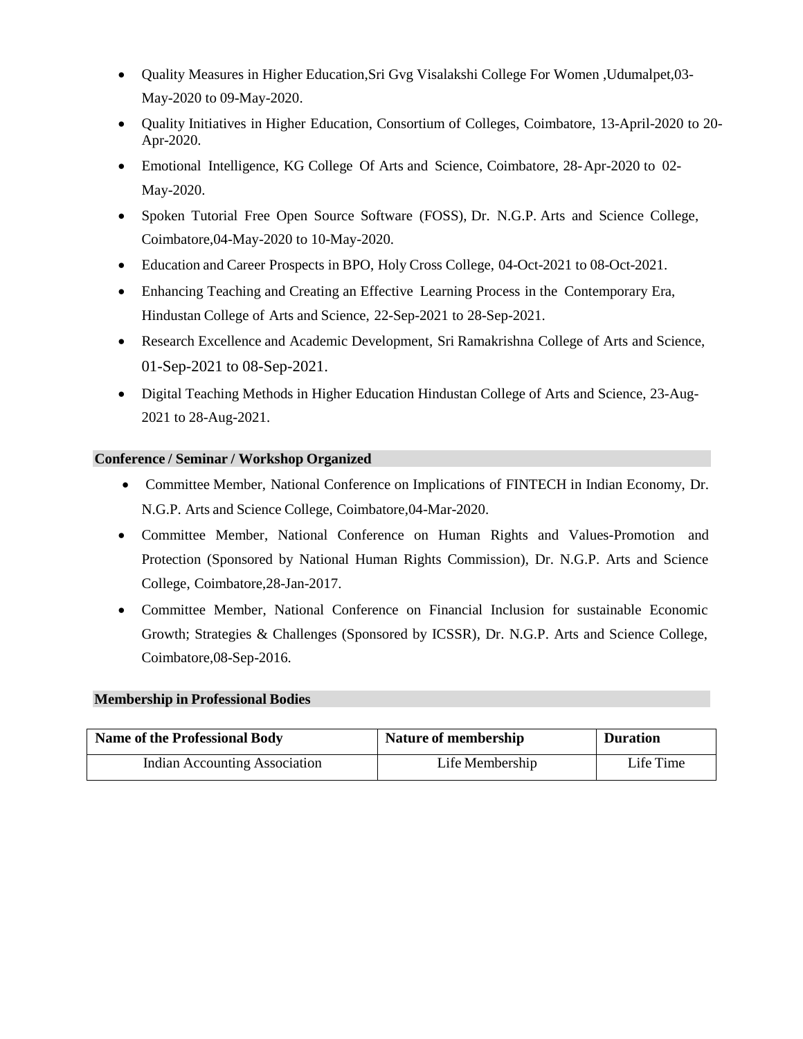- Quality Measures in Higher Education,Sri Gvg Visalakshi College For Women ,Udumalpet,03-May-2020 to 09-May-2020.
- Quality Initiatives in Higher Education, Consortium of Colleges, Coimbatore, 13-April-2020 to 20-Apr-2020.
- Emotional Intelligence, KG College Of Arts and Science, Coimbatore, 28-Apr-2020 to 02-May-2020.
- Spoken Tutorial Free Open Source Software (FOSS), Dr. N.G.P. Arts and Science College, Coimbatore,04-May-2020 to 10-May-2020.
- Education and Career Prospects in BPO, Holy Cross College, 04-Oct-2021 to 08-Oct-2021.
- Enhancing Teaching and Creating an Effective Learning Process in the Contemporary Era, Hindustan College of Arts and Science, 22-Sep-2021 to 28-Sep-2021.
- Research Excellence and Academic Development, Sri Ramakrishna College of Arts and Science, 01-Sep-2021 to 08-Sep-2021.
- Digital Teaching Methods in Higher Education Hindustan College of Arts and Science, 23-Aug-2021 to 28-Aug-2021.

**Conference / Seminar / Workshop Organized**

- Committee Member, National Conference on Implications of FINTECH in Indian Economy, Dr. N.G.P. Arts and Science College, Coimbatore,04-Mar-2020.
- Committee Member, National Conference on Human Rights and Values-Promotion and Protection (Sponsored by National Human Rights Commission), Dr. N.G.P. Arts and Science College, Coimbatore,28-Jan-2017.
- Committee Member, National Conference on Financial Inclusion for sustainable Economic Growth; Strategies & Challenges (Sponsored by ICSSR), Dr. N.G.P. Arts and Science College, Coimbatore,08-Sep-2016.

**Membership in Professional Bodies**

| Name of the Professional Body | Nature of membership | Duration |
|---|---|---|
| Indian Accounting Association | Life Membership | Life Time |